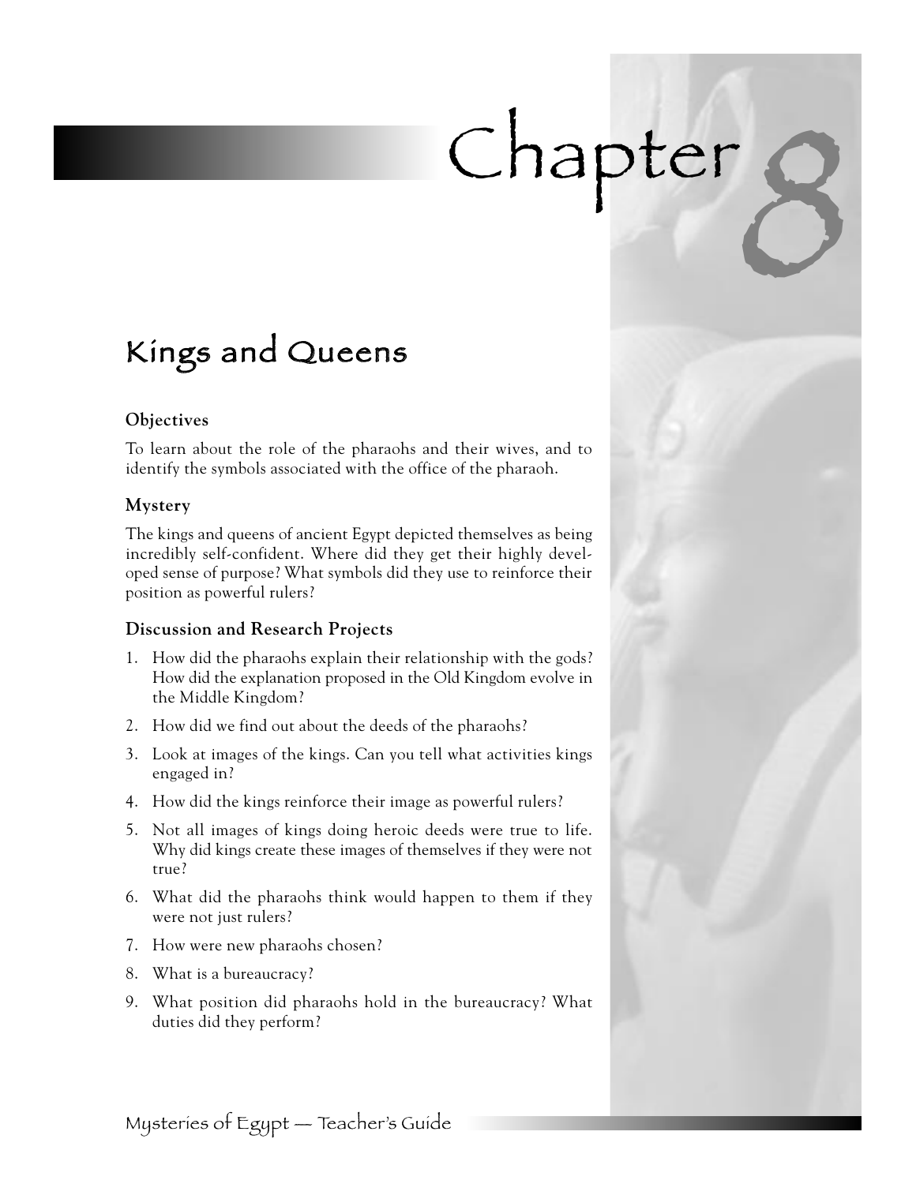# Chapter 8

## Kings and Queens

### Objectives

To learn about the role of the pharaohs and their wives, and to identify the symbols associated with the office of the pharaoh.

### Mystery

The kings and queens of ancient Egypt depicted themselves as being incredibly self-confident. Where did they get their highly developed sense of purpose? What symbols did they use to reinforce their position as powerful rulers?

### Discussion and Research Projects

1. How did the pharaohs explain their relationship with the gods? How did the explanation proposed in the Old Kingdom evolve in the Middle Kingdom?
2. How did we find out about the deeds of the pharaohs?
3. Look at images of the kings. Can you tell what activities kings engaged in?
4. How did the kings reinforce their image as powerful rulers?
5. Not all images of kings doing heroic deeds were true to life. Why did kings create these images of themselves if they were not true?
6. What did the pharaohs think would happen to them if they were not just rulers?
7. How were new pharaohs chosen?
8. What is a bureaucracy?
9. What position did pharaohs hold in the bureaucracy? What duties did they perform?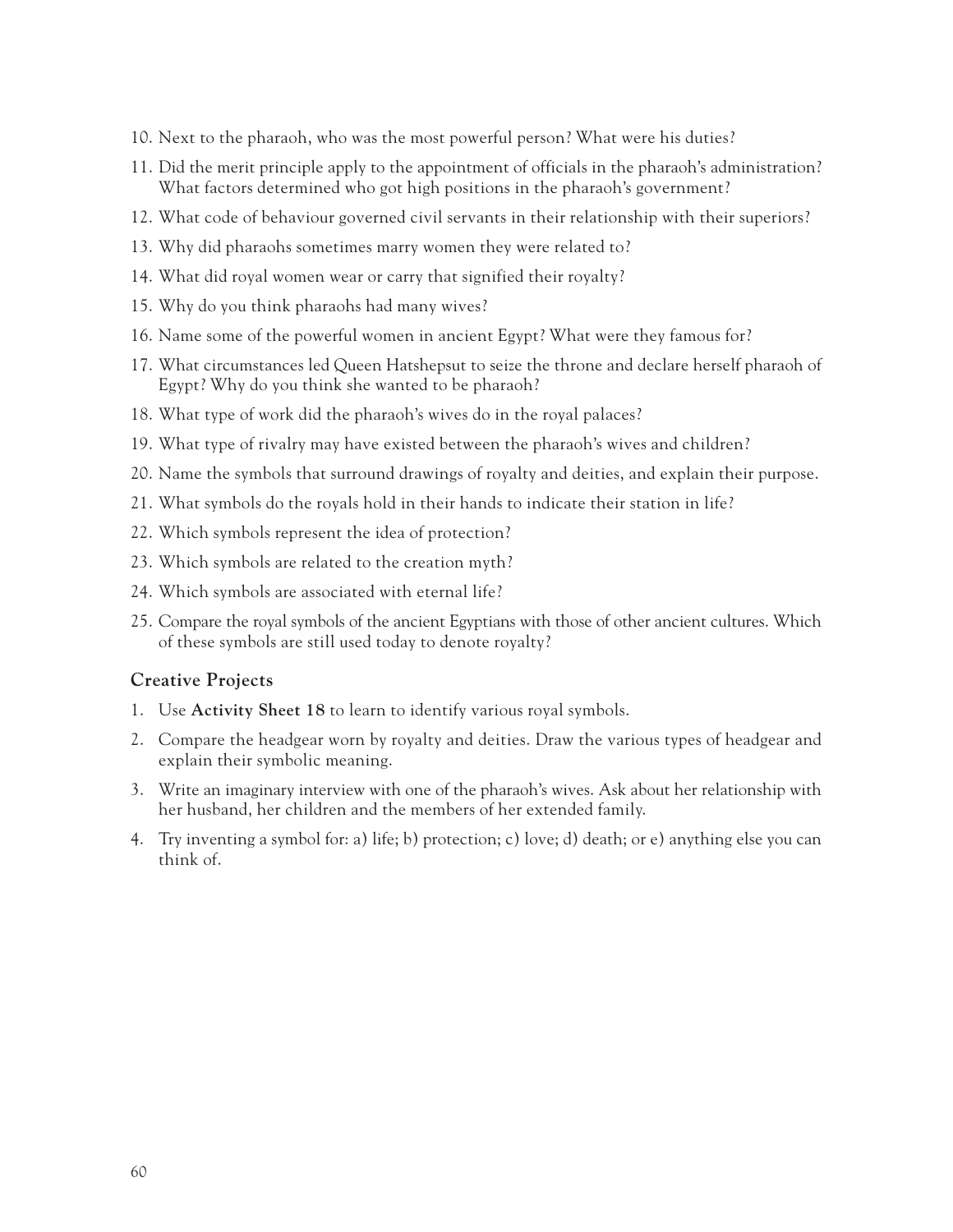10. Next to the pharaoh, who was the most powerful person? What were his duties?
11. Did the merit principle apply to the appointment of officials in the pharaoh's administration? What factors determined who got high positions in the pharaoh's government?
12. What code of behaviour governed civil servants in their relationship with their superiors?
13. Why did pharaohs sometimes marry women they were related to?
14. What did royal women wear or carry that signified their royalty?
15. Why do you think pharaohs had many wives?
16. Name some of the powerful women in ancient Egypt? What were they famous for?
17. What circumstances led Queen Hatshepsut to seize the throne and declare herself pharaoh of Egypt? Why do you think she wanted to be pharaoh?
18. What type of work did the pharaoh's wives do in the royal palaces?
19. What type of rivalry may have existed between the pharaoh's wives and children?
20. Name the symbols that surround drawings of royalty and deities, and explain their purpose.
21. What symbols do the royals hold in their hands to indicate their station in life?
22. Which symbols represent the idea of protection?
23. Which symbols are related to the creation myth?
24. Which symbols are associated with eternal life?
25. Compare the royal symbols of the ancient Egyptians with those of other ancient cultures. Which of these symbols are still used today to denote royalty?

### Creative Projects

1. Use **Activity Sheet 18** to learn to identify various royal symbols.
2. Compare the headgear worn by royalty and deities. Draw the various types of headgear and explain their symbolic meaning.
3. Write an imaginary interview with one of the pharaoh's wives. Ask about her relationship with her husband, her children and the members of her extended family.
4. Try inventing a symbol for: a) life; b) protection; c) love; d) death; or e) anything else you can think of.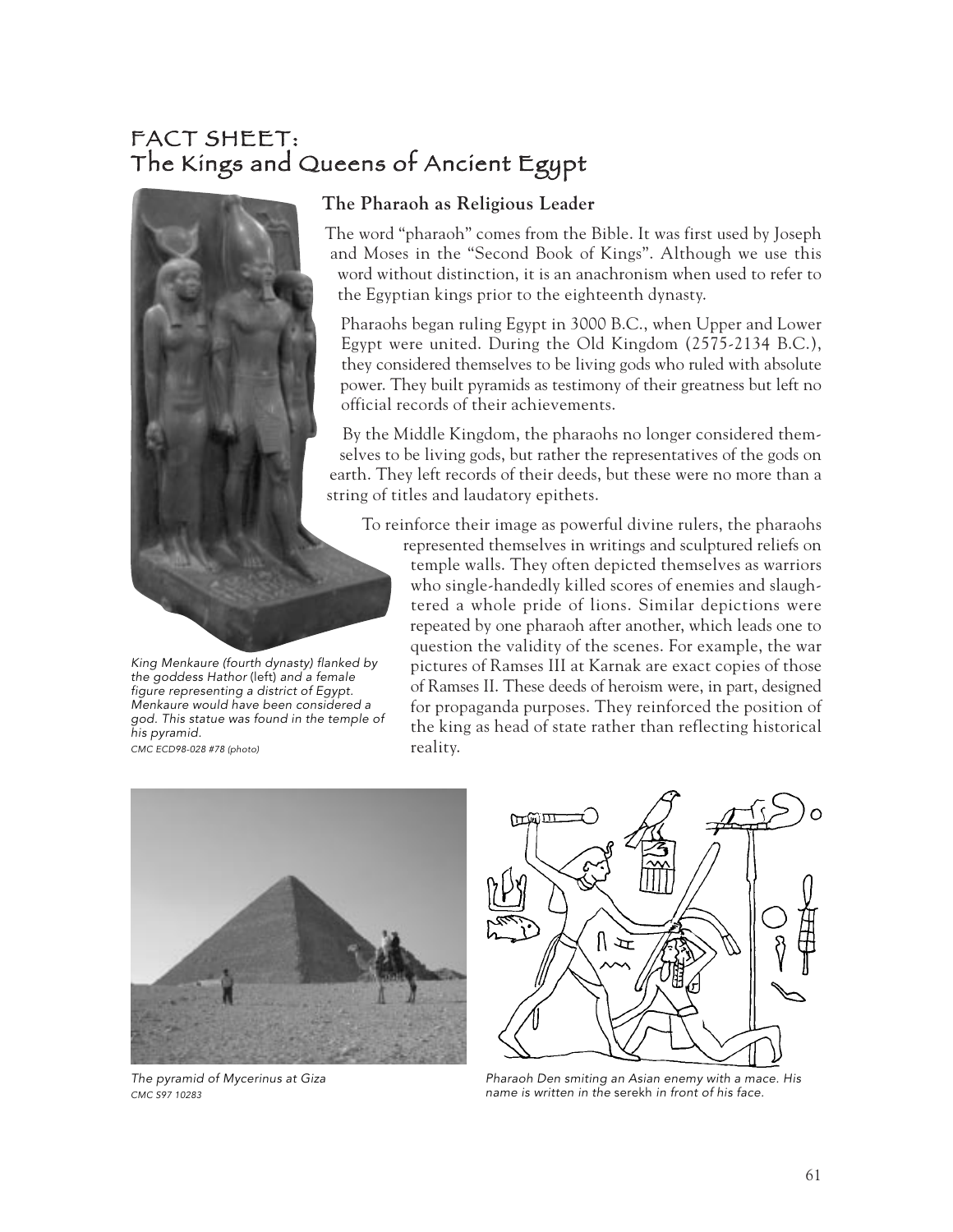# FACT SHEET: The Kings and Queens of Ancient Egypt

## The Pharaoh as Religious Leader

The word "pharaoh" comes from the Bible. It was first used by Joseph and Moses in the "Second Book of Kings". Although we use this word without distinction, it is an anachronism when used to refer to the Egyptian kings prior to the eighteenth dynasty.

Pharaohs began ruling Egypt in 3000 B.C., when Upper and Lower Egypt were united. During the Old Kingdom (2575-2134 B.C.), they considered themselves to be living gods who ruled with absolute power. They built pyramids as testimony of their greatness but left no official records of their achievements.

By the Middle Kingdom, the pharaohs no longer considered themselves to be living gods, but rather the representatives of the gods on earth. They left records of their deeds, but these were no more than a string of titles and laudatory epithets.

To reinforce their image as powerful divine rulers, the pharaohs represented themselves in writings and sculptured reliefs on temple walls. They often depicted themselves as warriors who single-handedly killed scores of enemies and slaughtered a whole pride of lions. Similar depictions were repeated by one pharaoh after another, which leads one to question the validity of the scenes. For example, the war pictures of Ramses III at Karnak are exact copies of those of Ramses II. These deeds of heroism were, in part, designed for propaganda purposes. They reinforced the position of the king as head of state rather than reflecting historical reality.

*King Menkaure (fourth dynasty) flanked by the goddess Hathor (left) and a female figure representing a district of Egypt. Menkaure would have been considered a god. This statue was found in the temple of his pyramid.*
*CMC ECD98-028 #78 (photo)*

*The pyramid of Mycerinus at Giza*
*CMC S97 10283*

*Pharaoh Den smiting an Asian enemy with a mace. His name is written in the serekh in front of his face.*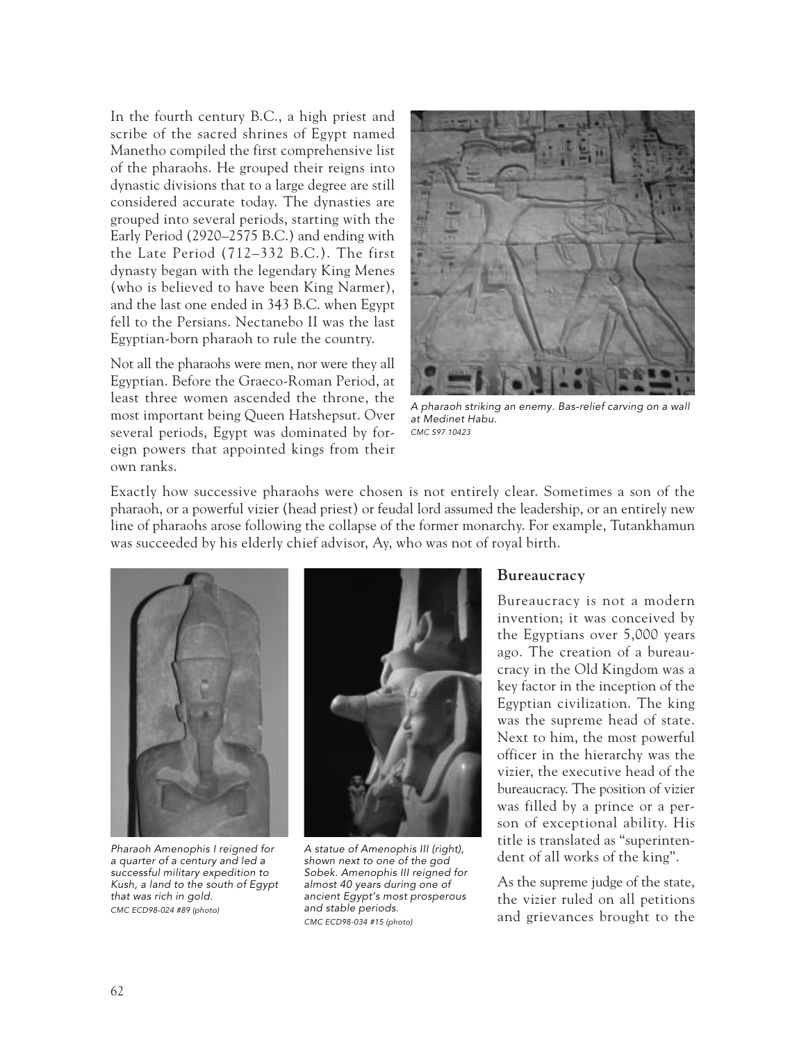In the fourth century B.C., a high priest and scribe of the sacred shrines of Egypt named Manetho compiled the first comprehensive list of the pharaohs. He grouped their reigns into dynastic divisions that to a large degree are still considered accurate today. The dynasties are grouped into several periods, starting with the Early Period (2920–2575 B.C.) and ending with the Late Period (712–332 B.C.). The first dynasty began with the legendary King Menes (who is believed to have been King Narmer), and the last one ended in 343 B.C. when Egypt fell to the Persians. Nectanebo II was the last Egyptian-born pharaoh to rule the country.

Not all the pharaohs were men, nor were they all Egyptian. Before the Graeco-Roman Period, at least three women ascended the throne, the most important being Queen Hatshepsut. Over several periods, Egypt was dominated by foreign powers that appointed kings from their own ranks.

*A pharaoh striking an enemy. Bas-relief carving on a wall at Medinet Habu.*
*CMC S97 10423*

Exactly how successive pharaohs were chosen is not entirely clear. Sometimes a son of the pharaoh, or a powerful vizier (head priest) or feudal lord assumed the leadership, or an entirely new line of pharaohs arose following the collapse of the former monarchy. For example, Tutankhamun was succeeded by his elderly chief advisor, Ay, who was not of royal birth.

*Pharaoh Amenophis I reigned for a quarter of a century and led a successful military expedition to Kush, a land to the south of Egypt that was rich in gold.*
*CMC ECD98-024 #89 (photo)*

*A statue of Amenophis III (right), shown next to one of the god Sobek. Amenophis III reigned for almost 40 years during one of ancient Egypt's most prosperous and stable periods.*
*CMC ECD98-034 #15 (photo)*

## Bureaucracy

Bureaucracy is not a modern invention; it was conceived by the Egyptians over 5,000 years ago. The creation of a bureaucracy in the Old Kingdom was a key factor in the inception of the Egyptian civilization. The king was the supreme head of state. Next to him, the most powerful officer in the hierarchy was the vizier, the executive head of the bureaucracy. The position of vizier was filled by a prince or a person of exceptional ability. His title is translated as "superintendent of all works of the king".

As the supreme judge of the state, the vizier ruled on all petitions and grievances brought to the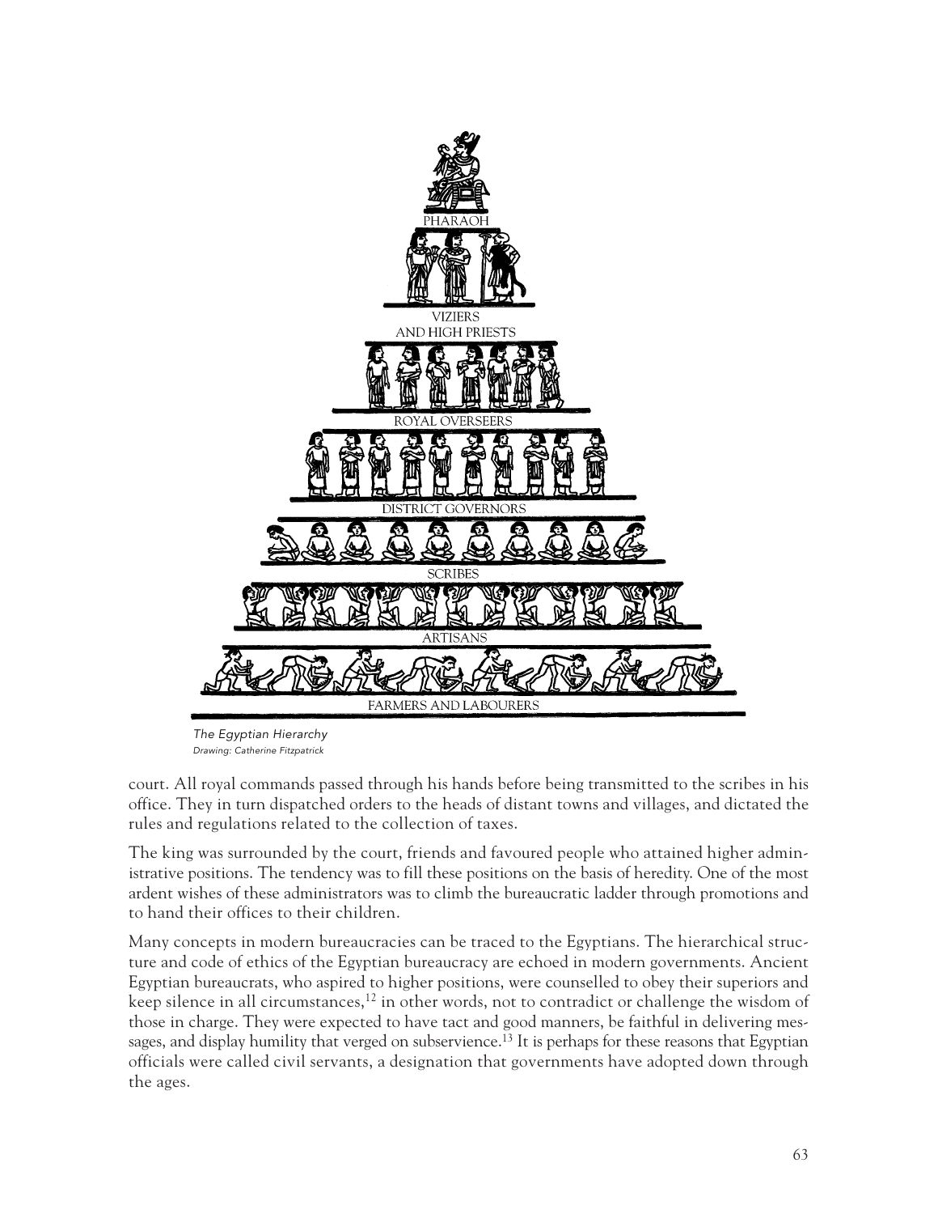PHARAOH

VIZIERS AND HIGH PRIESTS

ROYAL OVERSEERS

DISTRICT GOVERNORS

SCRIBES

ARTISANS

FARMERS AND LABOURERS

*The Egyptian Hierarchy*
*Drawing: Catherine Fitzpatrick*

court. All royal commands passed through his hands before being transmitted to the scribes in his office. They in turn dispatched orders to the heads of distant towns and villages, and dictated the rules and regulations related to the collection of taxes.

The king was surrounded by the court, friends and favoured people who attained higher administrative positions. The tendency was to fill these positions on the basis of heredity. One of the most ardent wishes of these administrators was to climb the bureaucratic ladder through promotions and to hand their offices to their children.

Many concepts in modern bureaucracies can be traced to the Egyptians. The hierarchical structure and code of ethics of the Egyptian bureaucracy are echoed in modern governments. Ancient Egyptian bureaucrats, who aspired to higher positions, were counselled to obey their superiors and keep silence in all circumstances,[12] in other words, not to contradict or challenge the wisdom of those in charge. They were expected to have tact and good manners, be faithful in delivering messages, and display humility that verged on subservience.[13] It is perhaps for these reasons that Egyptian officials were called civil servants, a designation that governments have adopted down through the ages.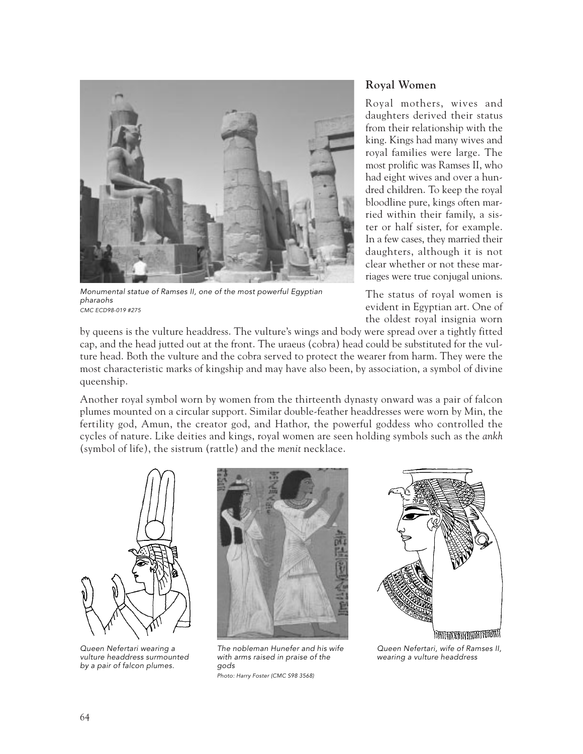Monumental statue of Ramses II, one of the most powerful Egyptian pharaohs
*CMC ECD98-019 #275*

## Royal Women

Royal mothers, wives and daughters derived their status from their relationship with the king. Kings had many wives and royal families were large. The most prolific was Ramses II, who had eight wives and over a hundred children. To keep the royal bloodline pure, kings often married within their family, a sister or half sister, for example. In a few cases, they married their daughters, although it is not clear whether or not these marriages were true conjugal unions.

The status of royal women is evident in Egyptian art. One of the oldest royal insignia worn by queens is the vulture headdress. The vulture's wings and body were spread over a tightly fitted cap, and the head jutted out at the front. The uraeus (cobra) head could be substituted for the vulture head. Both the vulture and the cobra served to protect the wearer from harm. They were the most characteristic marks of kingship and may have also been, by association, a symbol of divine queenship.

Another royal symbol worn by women from the thirteenth dynasty onward was a pair of falcon plumes mounted on a circular support. Similar double-feather headdresses were worn by Min, the fertility god, Amun, the creator god, and Hathor, the powerful goddess who controlled the cycles of nature. Like deities and kings, royal women are seen holding symbols such as the *ankh* (symbol of life), the sistrum (rattle) and the *menit* necklace.

*Queen Nefertari wearing a vulture headdress surmounted by a pair of falcon plumes.*

*The nobleman Hunefer and his wife with arms raised in praise of the gods*
*Photo: Harry Foster (CMC S98 3568)*

*Queen Nefertari, wife of Ramses II, wearing a vulture headdress*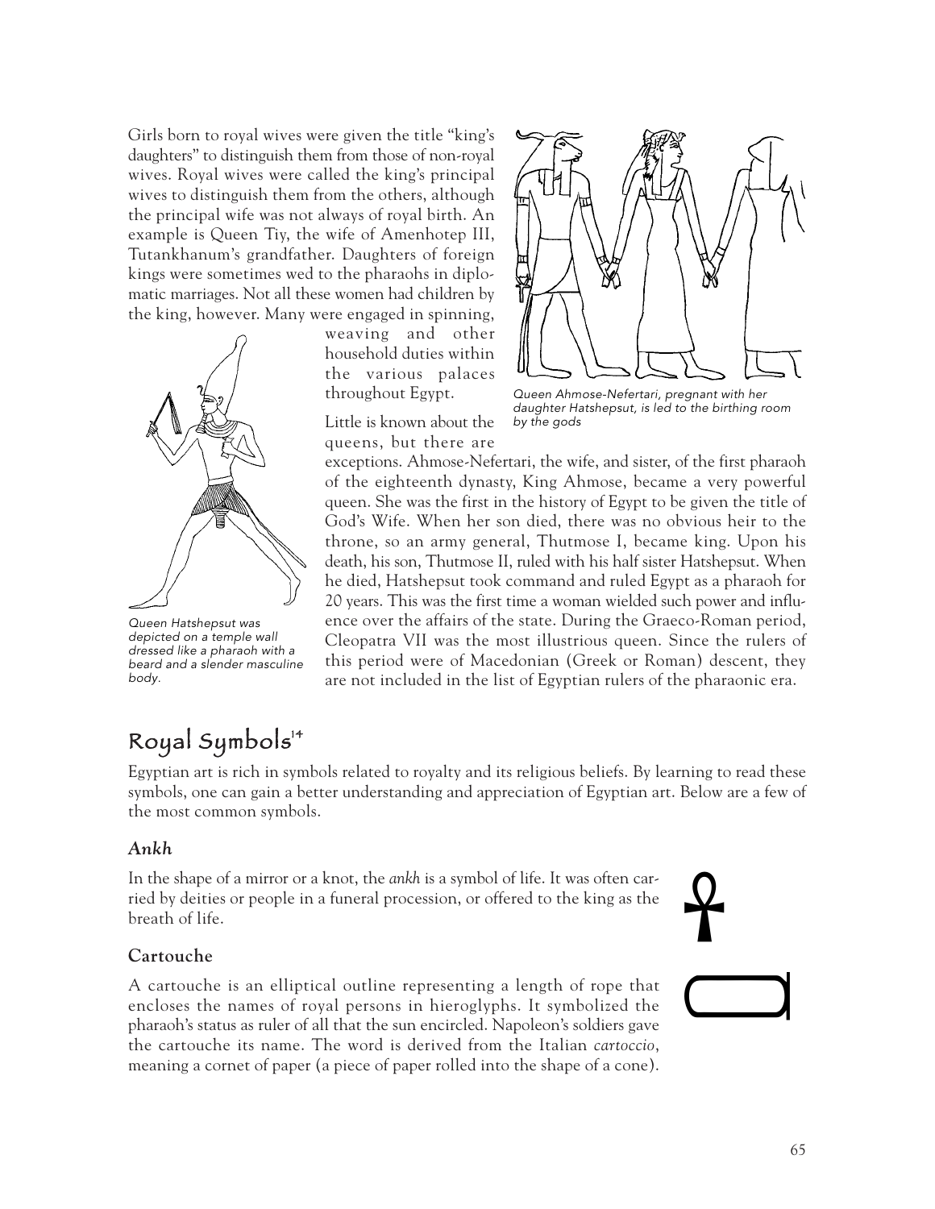Girls born to royal wives were given the title "king's daughters" to distinguish them from those of non-royal wives. Royal wives were called the king's principal wives to distinguish them from the others, although the principal wife was not always of royal birth. An example is Queen Tiy, the wife of Amenhotep III, Tutankhanum's grandfather. Daughters of foreign kings were sometimes wed to the pharaohs in diplomatic marriages. Not all these women had children by the king, however. Many were engaged in spinning, weaving and other household duties within the various palaces throughout Egypt.

*Queen Ahmose-Nefertari, pregnant with her daughter Hatshepsut, is led to the birthing room by the gods*

Little is known about the queens, but there are exceptions. Ahmose-Nefertari, the wife, and sister, of the first pharaoh of the eighteenth dynasty, King Ahmose, became a very powerful queen. She was the first in the history of Egypt to be given the title of God's Wife. When her son died, there was no obvious heir to the throne, so an army general, Thutmose I, became king. Upon his death, his son, Thutmose II, ruled with his half sister Hatshepsut. When he died, Hatshepsut took command and ruled Egypt as a pharaoh for 20 years. This was the first time a woman wielded such power and influence over the affairs of the state. During the Graeco-Roman period, Cleopatra VII was the most illustrious queen. Since the rulers of this period were of Macedonian (Greek or Roman) descent, they are not included in the list of Egyptian rulers of the pharaonic era.

*Queen Hatshepsut was depicted on a temple wall dressed like a pharaoh with a beard and a slender masculine body.*

## Royal Symbols[14]

Egyptian art is rich in symbols related to royalty and its religious beliefs. By learning to read these symbols, one can gain a better understanding and appreciation of Egyptian art. Below are a few of the most common symbols.

### *Ankh*

In the shape of a mirror or a knot, the *ankh* is a symbol of life. It was often carried by deities or people in a funeral procession, or offered to the king as the breath of life.

### Cartouche

A cartouche is an elliptical outline representing a length of rope that encloses the names of royal persons in hieroglyphs. It symbolized the pharaoh's status as ruler of all that the sun encircled. Napoleon's soldiers gave the cartouche its name. The word is derived from the Italian *cartoccio*, meaning a cornet of paper (a piece of paper rolled into the shape of a cone).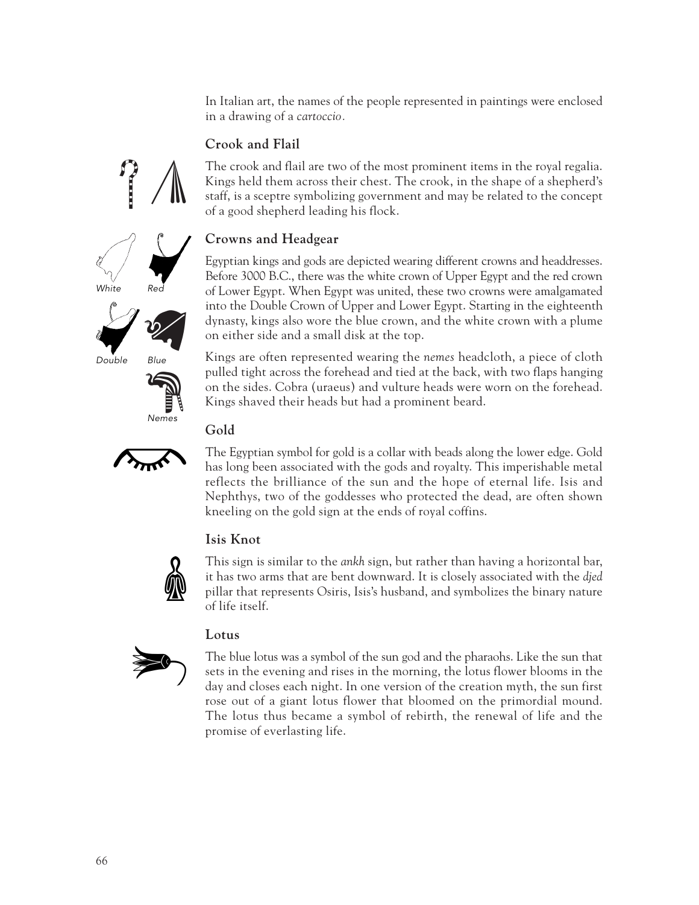In Italian art, the names of the people represented in paintings were enclosed in a drawing of a *cartoccio*.

### Crook and Flail

The crook and flail are two of the most prominent items in the royal regalia. Kings held them across their chest. The crook, in the shape of a shepherd's staff, is a sceptre symbolizing government and may be related to the concept of a good shepherd leading his flock.

### Crowns and Headgear

White Red

Double Blue

Nemes

Egyptian kings and gods are depicted wearing different crowns and headdresses. Before 3000 B.C., there was the white crown of Upper Egypt and the red crown of Lower Egypt. When Egypt was united, these two crowns were amalgamated into the Double Crown of Upper and Lower Egypt. Starting in the eighteenth dynasty, kings also wore the blue crown, and the white crown with a plume on either side and a small disk at the top.

Kings are often represented wearing the *nemes* headcloth, a piece of cloth pulled tight across the forehead and tied at the back, with two flaps hanging on the sides. Cobra (uraeus) and vulture heads were worn on the forehead. Kings shaved their heads but had a prominent beard.

### Gold

The Egyptian symbol for gold is a collar with beads along the lower edge. Gold has long been associated with the gods and royalty. This imperishable metal reflects the brilliance of the sun and the hope of eternal life. Isis and Nephthys, two of the goddesses who protected the dead, are often shown kneeling on the gold sign at the ends of royal coffins.

### Isis Knot

This sign is similar to the *ankh* sign, but rather than having a horizontal bar, it has two arms that are bent downward. It is closely associated with the *djed* pillar that represents Osiris, Isis's husband, and symbolizes the binary nature of life itself.

### Lotus

The blue lotus was a symbol of the sun god and the pharaohs. Like the sun that sets in the evening and rises in the morning, the lotus flower blooms in the day and closes each night. In one version of the creation myth, the sun first rose out of a giant lotus flower that bloomed on the primordial mound. The lotus thus became a symbol of rebirth, the renewal of life and the promise of everlasting life.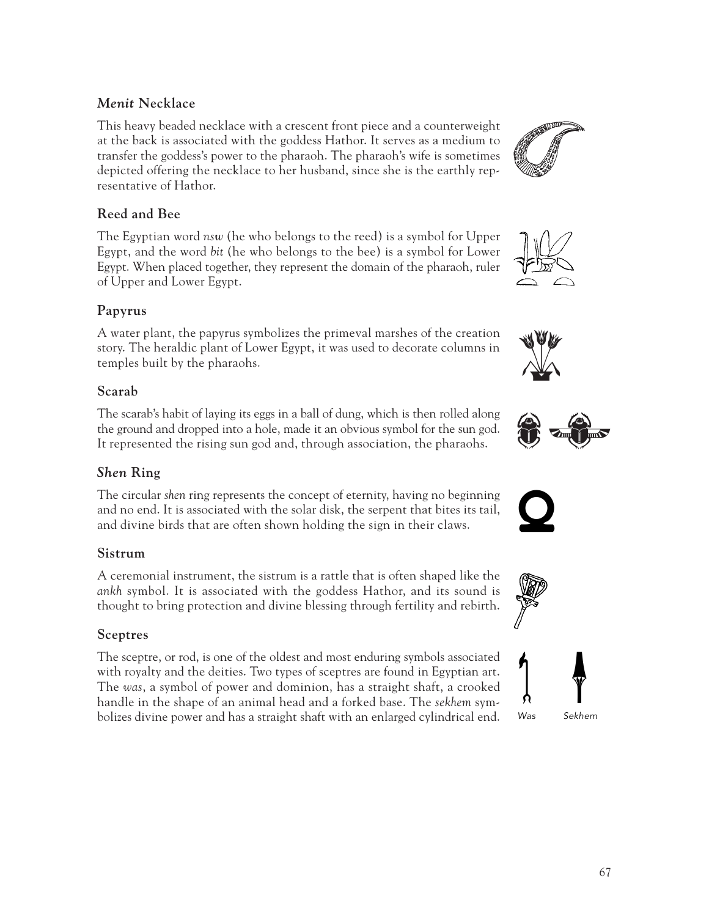### *Menit* Necklace

This heavy beaded necklace with a crescent front piece and a counterweight at the back is associated with the goddess Hathor. It serves as a medium to transfer the goddess's power to the pharaoh. The pharaoh's wife is sometimes depicted offering the necklace to her husband, since she is the earthly representative of Hathor.

### Reed and Bee

The Egyptian word *nsw* (he who belongs to the reed) is a symbol for Upper Egypt, and the word *bit* (he who belongs to the bee) is a symbol for Lower Egypt. When placed together, they represent the domain of the pharaoh, ruler of Upper and Lower Egypt.

### Papyrus

A water plant, the papyrus symbolizes the primeval marshes of the creation story. The heraldic plant of Lower Egypt, it was used to decorate columns in temples built by the pharaohs.

### Scarab

The scarab's habit of laying its eggs in a ball of dung, which is then rolled along the ground and dropped into a hole, made it an obvious symbol for the sun god. It represented the rising sun god and, through association, the pharaohs.

### *Shen* Ring

The circular *shen* ring represents the concept of eternity, having no beginning and no end. It is associated with the solar disk, the serpent that bites its tail, and divine birds that are often shown holding the sign in their claws.

### Sistrum

A ceremonial instrument, the sistrum is a rattle that is often shaped like the *ankh* symbol. It is associated with the goddess Hathor, and its sound is thought to bring protection and divine blessing through fertility and rebirth.

### Sceptres

The sceptre, or rod, is one of the oldest and most enduring symbols associated with royalty and the deities. Two types of sceptres are found in Egyptian art. The *was*, a symbol of power and dominion, has a straight shaft, a crooked handle in the shape of an animal head and a forked base. The *sekhem* symbolizes divine power and has a straight shaft with an enlarged cylindrical end.

*Was* *Sekhem*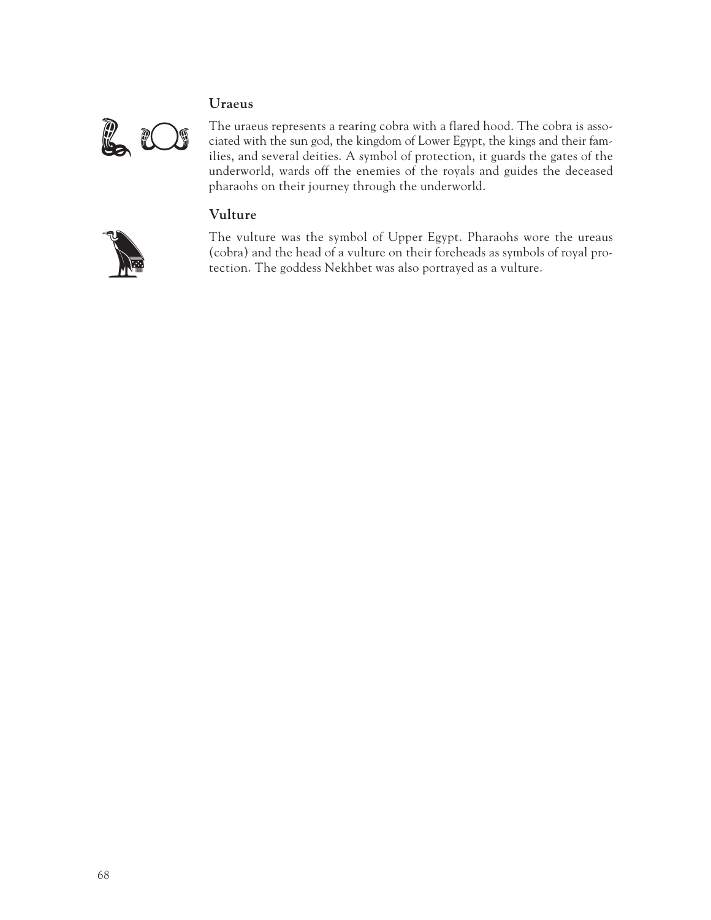## Uraeus

The uraeus represents a rearing cobra with a flared hood. The cobra is associated with the sun god, the kingdom of Lower Egypt, the kings and their families, and several deities. A symbol of protection, it guards the gates of the underworld, wards off the enemies of the royals and guides the deceased pharaohs on their journey through the underworld.

## Vulture

The vulture was the symbol of Upper Egypt. Pharaohs wore the ureaus (cobra) and the head of a vulture on their foreheads as symbols of royal protection. The goddess Nekhbet was also portrayed as a vulture.